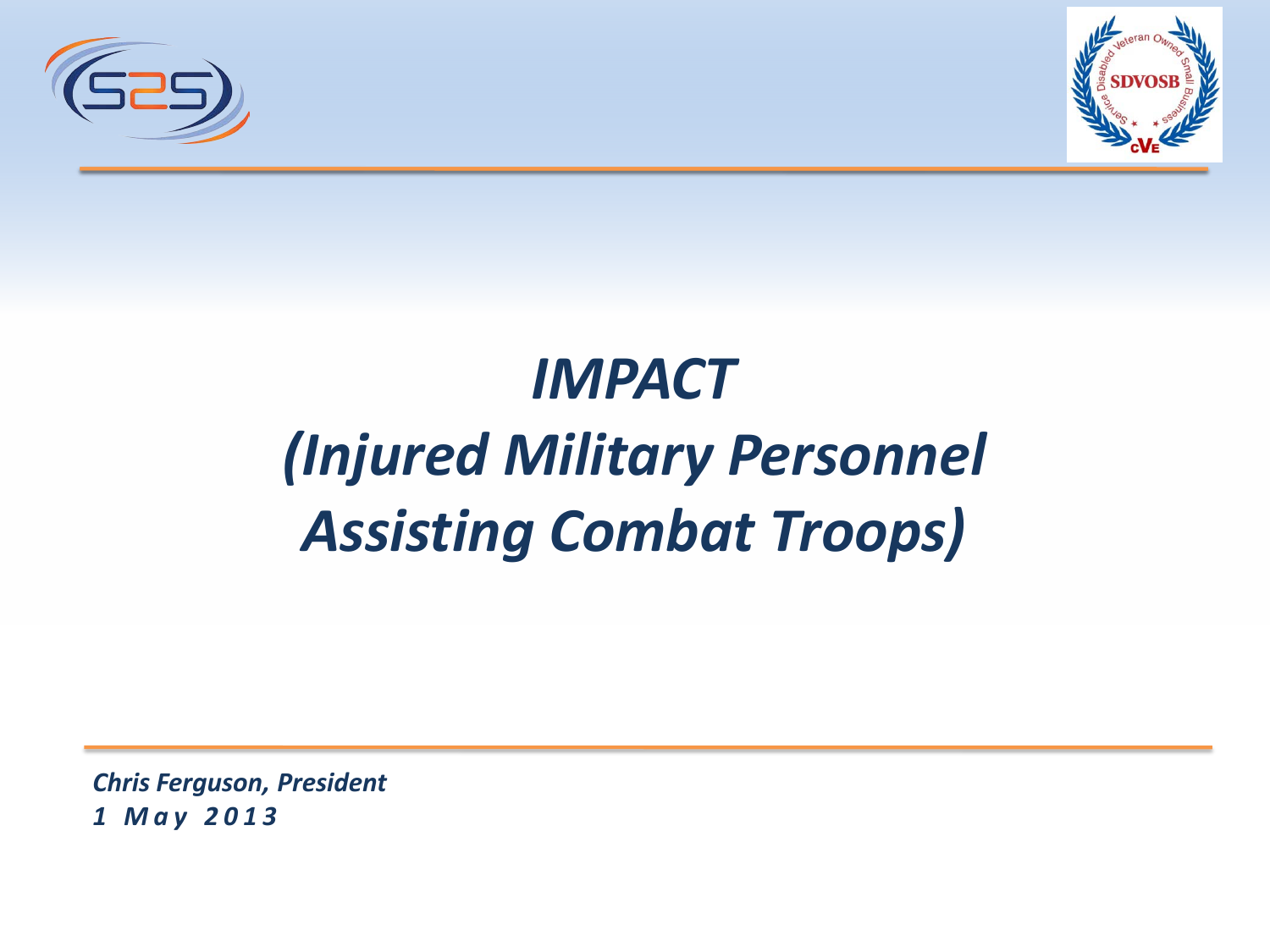# *IMPACT (Injured Military Personnel Assisting Combat Troops)*

***Chris Ferguson, President***
***1 May 2013***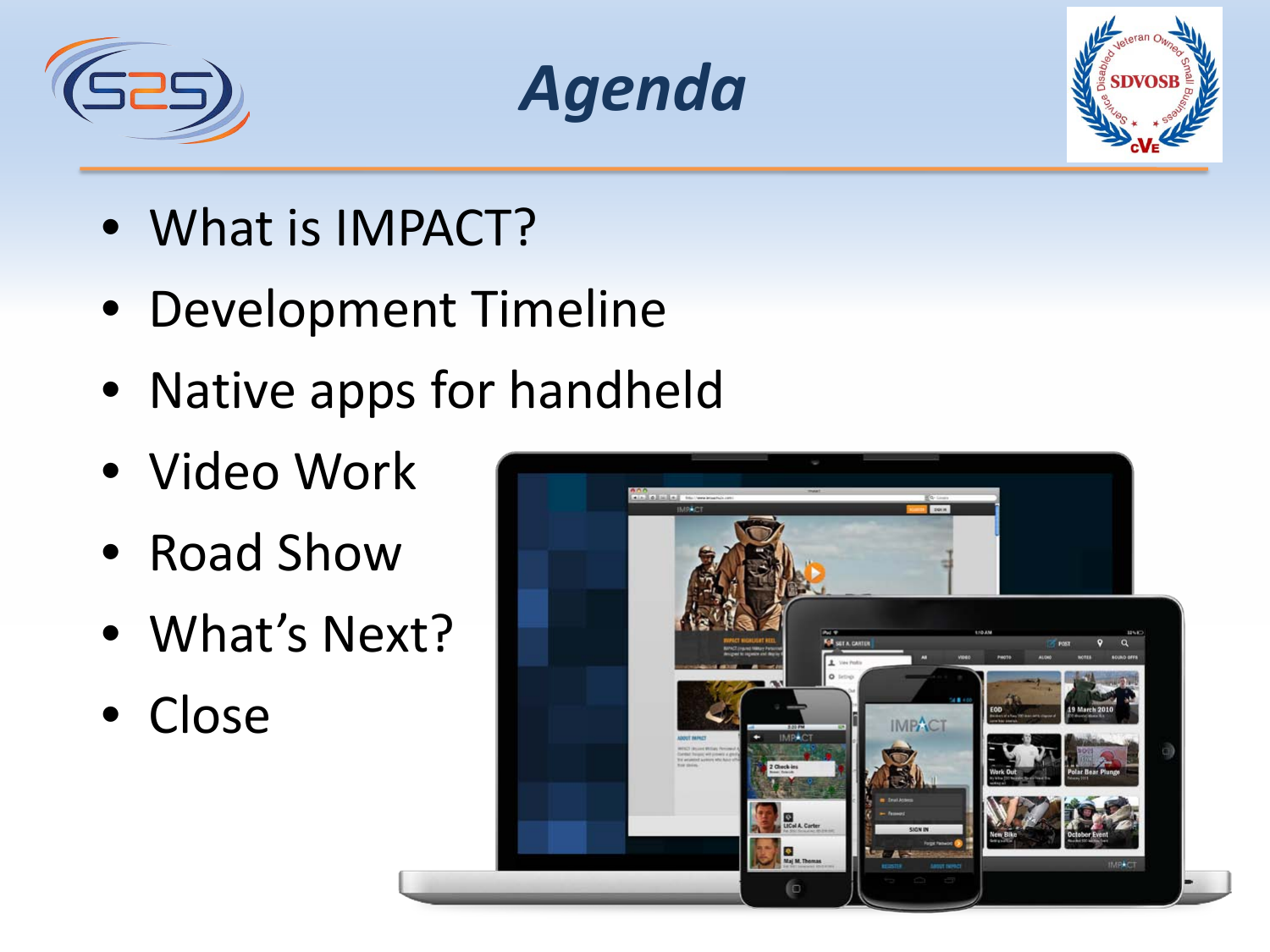# Agenda

- What is IMPACT?
- Development Timeline
- Native apps for handheld
- Video Work
- Road Show
- What's Next?
- Close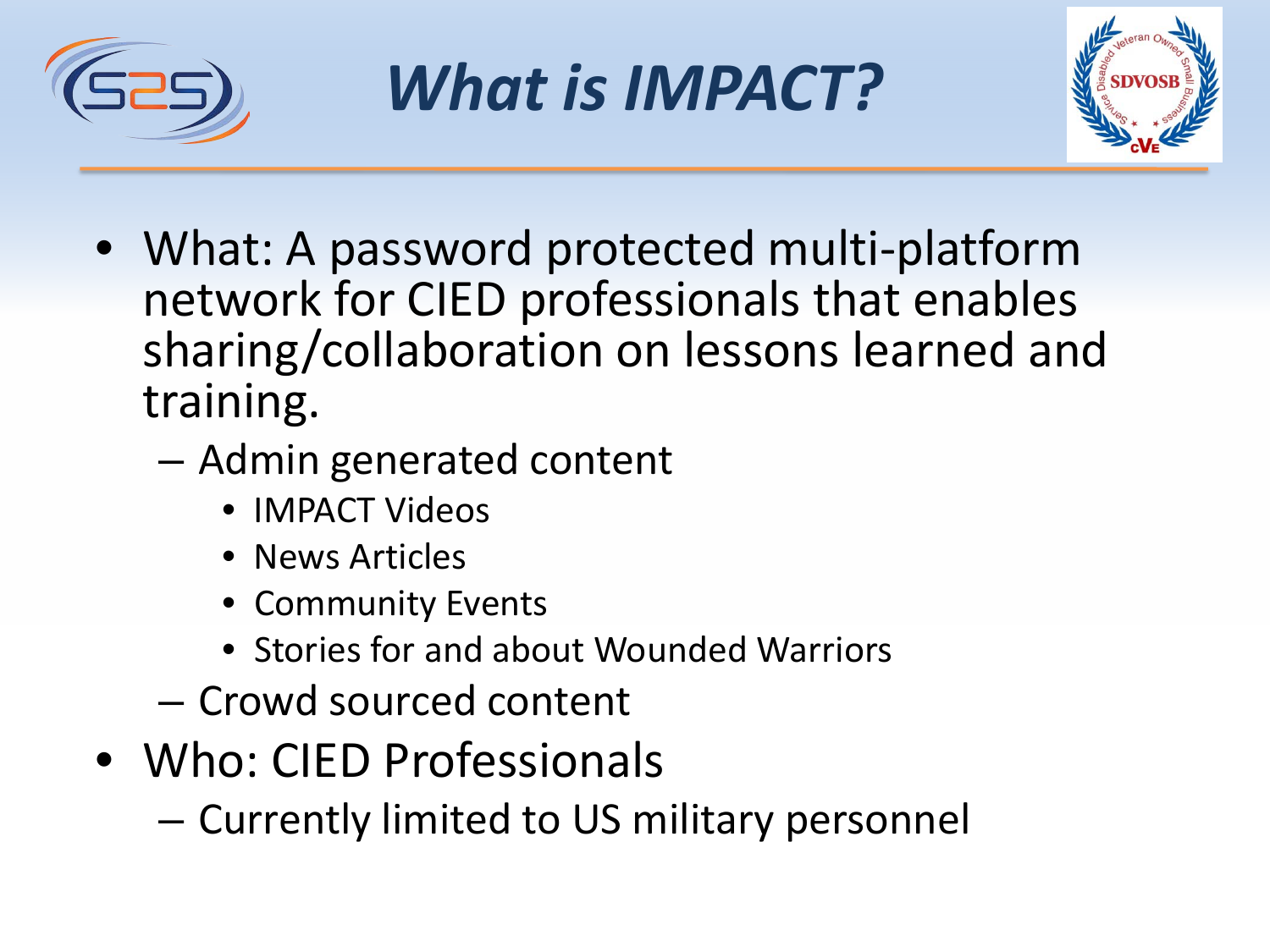# *What is IMPACT?*

- What: A password protected multi-platform network for CIED professionals that enables sharing/collaboration on lessons learned and training.
  - Admin generated content
    - IMPACT Videos
    - News Articles
    - Community Events
    - Stories for and about Wounded Warriors
  - Crowd sourced content
- Who: CIED Professionals
  - Currently limited to US military personnel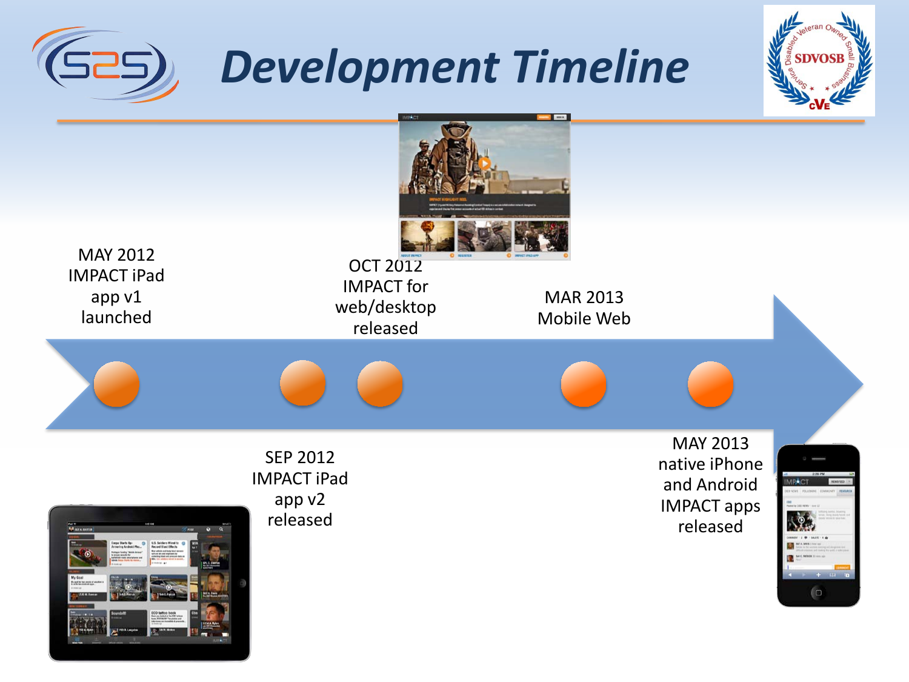# Development Timeline

MAY 2012
IMPACT iPad app v1 launched

SEP 2012
IMPACT iPad app v2 released

OCT 2012
IMPACT for web/desktop released

MAR 2013
Mobile Web

MAY 2013
native iPhone and Android IMPACT apps released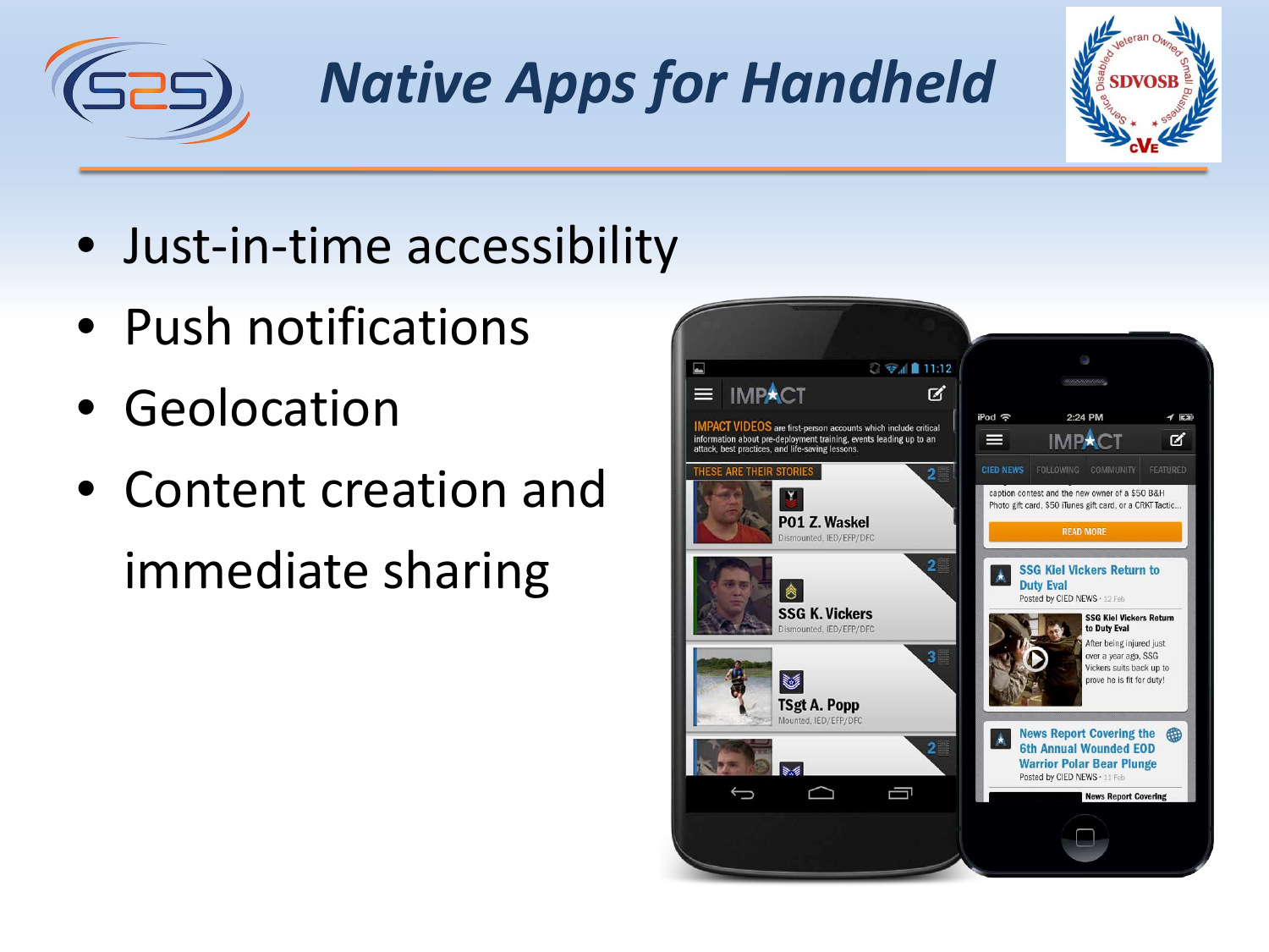# Native Apps for Handheld

- Just-in-time accessibility
- Push notifications
- Geolocation
- Content creation and immediate sharing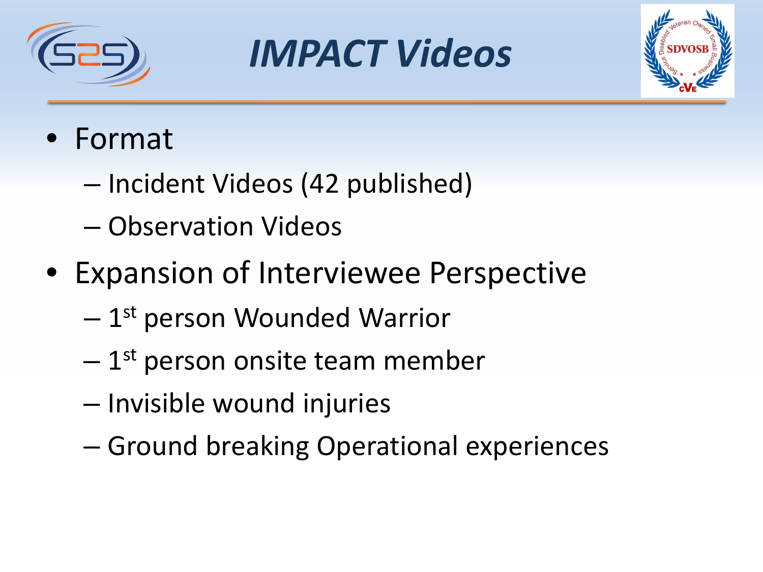# *IMPACT Videos*

- Format
  - Incident Videos (42 published)
  - Observation Videos
- Expansion of Interviewee Perspective
  - 1st person Wounded Warrior
  - 1st person onsite team member
  - Invisible wound injuries
  - Ground breaking Operational experiences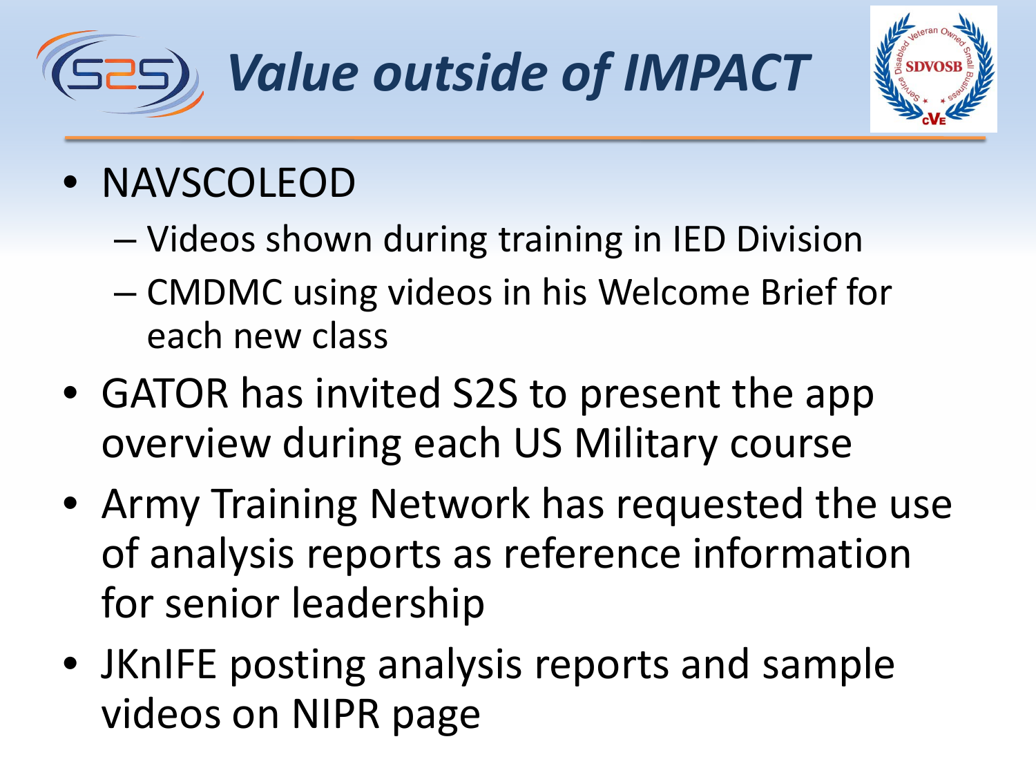# Value outside of IMPACT

- NAVSCOLEOD
  - Videos shown during training in IED Division
  - CMDMC using videos in his Welcome Brief for each new class
- GATOR has invited S2S to present the app overview during each US Military course
- Army Training Network has requested the use of analysis reports as reference information for senior leadership
- JKnIFE posting analysis reports and sample videos on NIPR page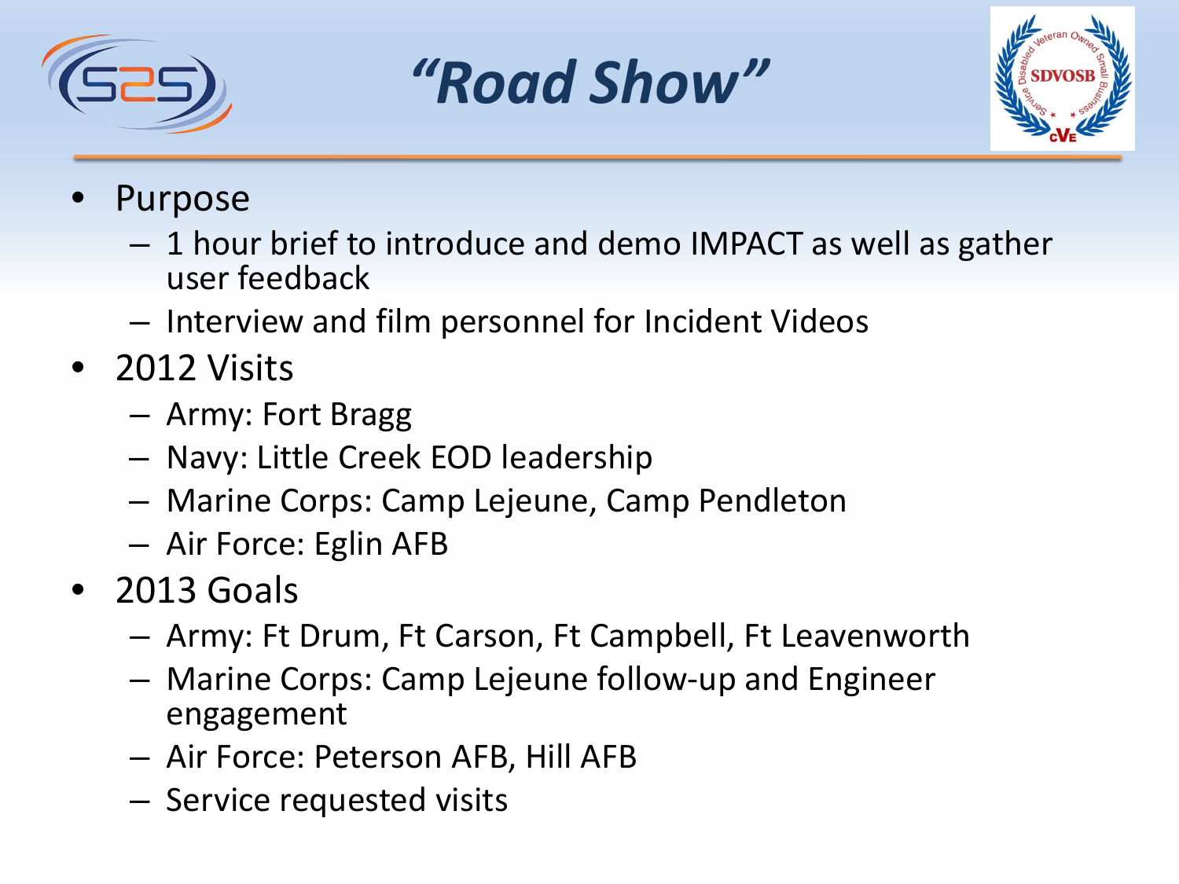# *"Road Show"*

- Purpose
  - 1 hour brief to introduce and demo IMPACT as well as gather user feedback
  - Interview and film personnel for Incident Videos
- 2012 Visits
  - Army: Fort Bragg
  - Navy: Little Creek EOD leadership
  - Marine Corps: Camp Lejeune, Camp Pendleton
  - Air Force: Eglin AFB
- 2013 Goals
  - Army: Ft Drum, Ft Carson, Ft Campbell, Ft Leavenworth
  - Marine Corps: Camp Lejeune follow-up and Engineer engagement
  - Air Force: Peterson AFB, Hill AFB
  - Service requested visits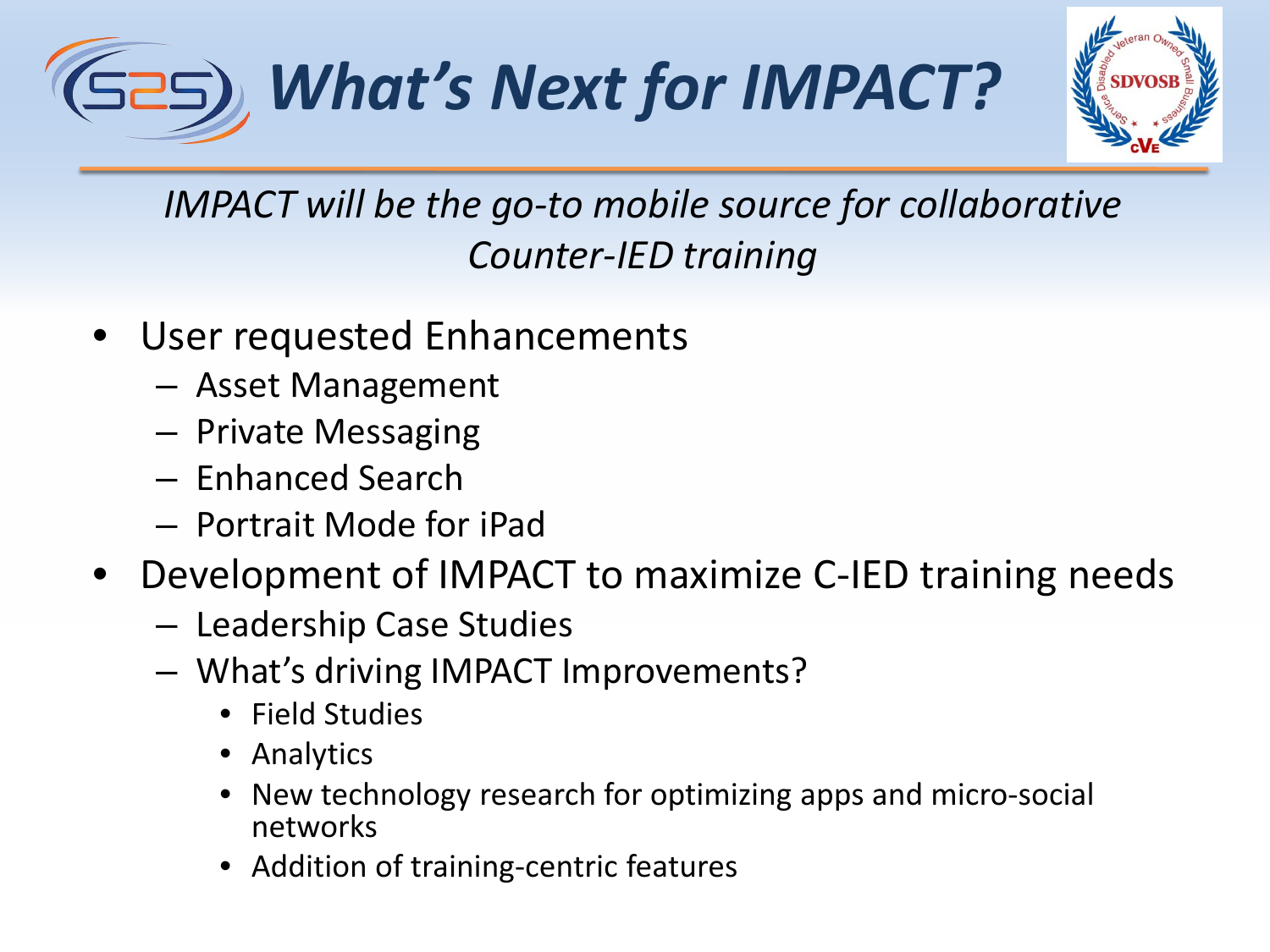# What's Next for IMPACT?

*IMPACT will be the go-to mobile source for collaborative Counter-IED training*

- User requested Enhancements
  - Asset Management
  - Private Messaging
  - Enhanced Search
  - Portrait Mode for iPad
- Development of IMPACT to maximize C-IED training needs
  - Leadership Case Studies
  - What's driving IMPACT Improvements?
    - Field Studies
    - Analytics
    - New technology research for optimizing apps and micro-social networks
    - Addition of training-centric features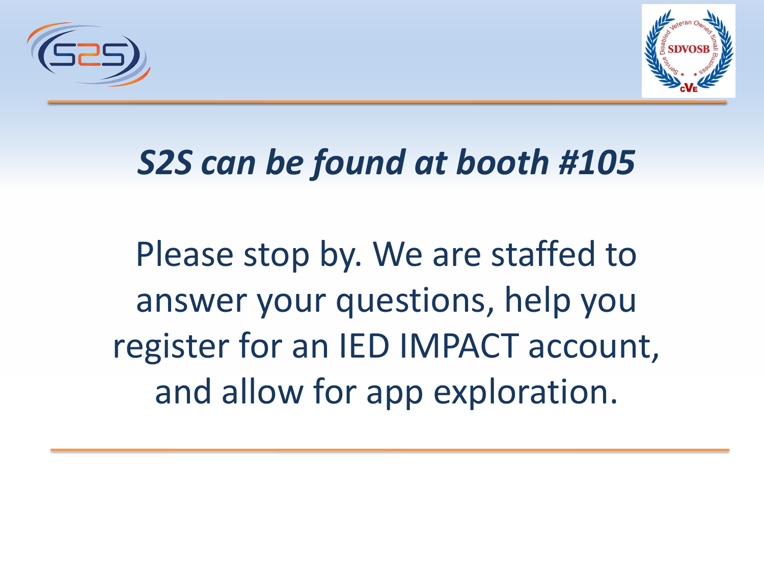***S2S can be found at booth #105***

Please stop by. We are staffed to answer your questions, help you register for an IED IMPACT account, and allow for app exploration.